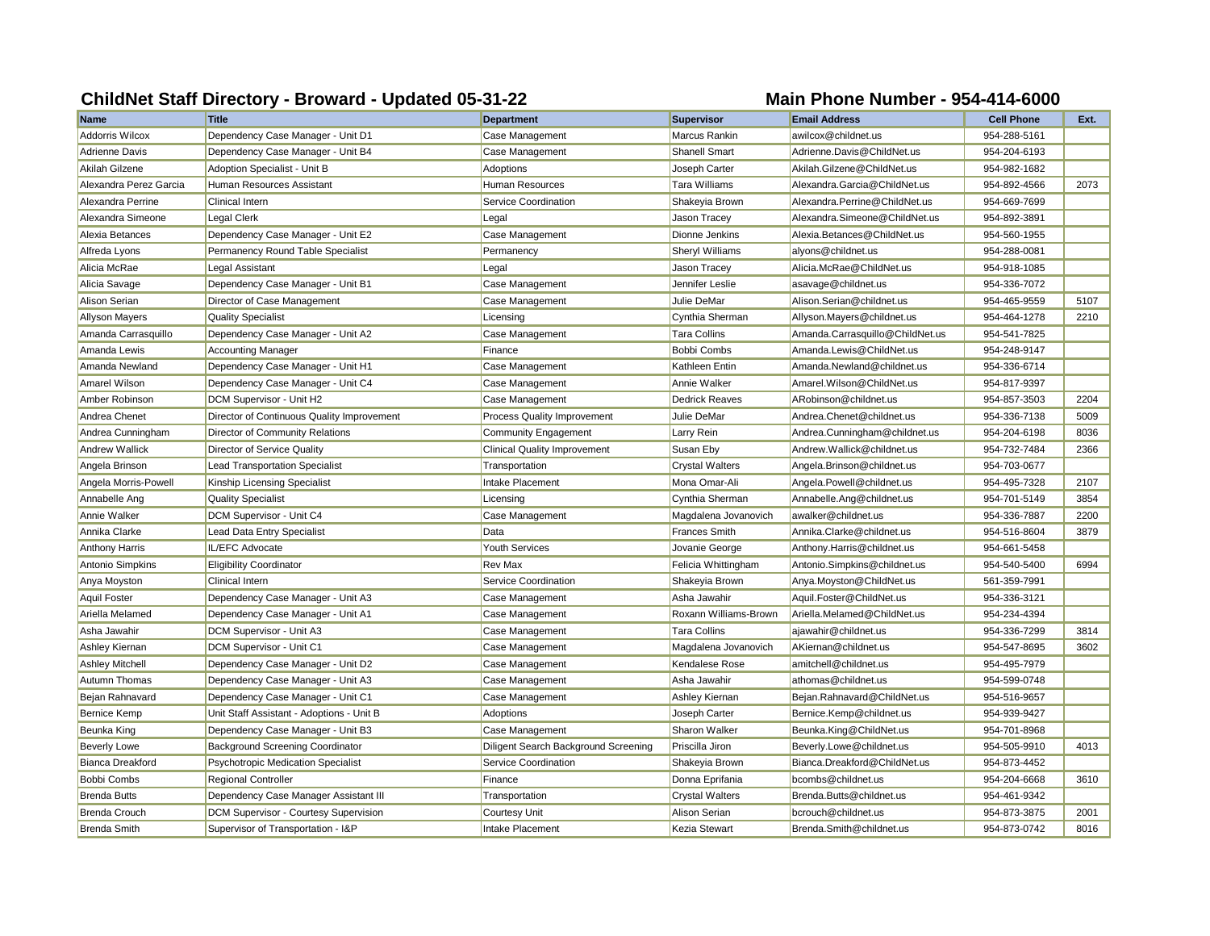## ChildNet Staff Directory - Broward - Updated 05-31-22

## Main Phone Number - 954-414-6000

| Name | Title | Department | Supervisor | Email Address | Cell Phone | Ext. |
|---|---|---|---|---|---|---|
| Addorris Wilcox | Dependency Case Manager - Unit D1 | Case Management | Marcus Rankin | awilcox@childnet.us | 954-288-5161 | |
| Adrienne Davis | Dependency Case Manager - Unit B4 | Case Management | Shanell Smart | Adrienne.Davis@ChildNet.us | 954-204-6193 | |
| Akilah Gilzene | Adoption Specialist - Unit B | Adoptions | Joseph Carter | Akilah.Gilzene@ChildNet.us | 954-982-1682 | |
| Alexandra Perez Garcia | Human Resources Assistant | Human Resources | Tara Williams | Alexandra.Garcia@ChildNet.us | 954-892-4566 | 2073 |
| Alexandra Perrine | Clinical Intern | Service Coordination | Shakeyia Brown | Alexandra.Perrine@ChildNet.us | 954-669-7699 | |
| Alexandra Simeone | Legal Clerk | Legal | Jason Tracey | Alexandra.Simeone@ChildNet.us | 954-892-3891 | |
| Alexia Betances | Dependency Case Manager - Unit E2 | Case Management | Dionne Jenkins | Alexia.Betances@ChildNet.us | 954-560-1955 | |
| Alfreda Lyons | Permanency Round Table Specialist | Permanency | Sheryl Williams | alyons@childnet.us | 954-288-0081 | |
| Alicia McRae | Legal Assistant | Legal | Jason Tracey | Alicia.McRae@ChildNet.us | 954-918-1085 | |
| Alicia Savage | Dependency Case Manager - Unit B1 | Case Management | Jennifer Leslie | asavage@childnet.us | 954-336-7072 | |
| Alison Serian | Director of Case Management | Case Management | Julie DeMar | Alison.Serian@childnet.us | 954-465-9559 | 5107 |
| Allyson Mayers | Quality Specialist | Licensing | Cynthia Sherman | Allyson.Mayers@childnet.us | 954-464-1278 | 2210 |
| Amanda Carrasquillo | Dependency Case Manager - Unit A2 | Case Management | Tara Collins | Amanda.Carrasquillo@ChildNet.us | 954-541-7825 | |
| Amanda Lewis | Accounting Manager | Finance | Bobbi Combs | Amanda.Lewis@ChildNet.us | 954-248-9147 | |
| Amanda Newland | Dependency Case Manager - Unit H1 | Case Management | Kathleen Entin | Amanda.Newland@childnet.us | 954-336-6714 | |
| Amarel Wilson | Dependency Case Manager - Unit C4 | Case Management | Annie Walker | Amarel.Wilson@ChildNet.us | 954-817-9397 | |
| Amber Robinson | DCM Supervisor - Unit H2 | Case Management | Dedrick Reaves | ARobinson@childnet.us | 954-857-3503 | 2204 |
| Andrea Chenet | Director of Continuous Quality Improvement | Process Quality Improvement | Julie DeMar | Andrea.Chenet@childnet.us | 954-336-7138 | 5009 |
| Andrea Cunningham | Director of Community Relations | Community Engagement | Larry Rein | Andrea.Cunningham@childnet.us | 954-204-6198 | 8036 |
| Andrew Wallick | Director of Service Quality | Clinical Quality Improvement | Susan Eby | Andrew.Wallick@childnet.us | 954-732-7484 | 2366 |
| Angela Brinson | Lead Transportation Specialist | Transportation | Crystal Walters | Angela.Brinson@childnet.us | 954-703-0677 | |
| Angela Morris-Powell | Kinship Licensing Specialist | Intake Placement | Mona Omar-Ali | Angela.Powell@childnet.us | 954-495-7328 | 2107 |
| Annabelle Ang | Quality Specialist | Licensing | Cynthia Sherman | Annabelle.Ang@childnet.us | 954-701-5149 | 3854 |
| Annie Walker | DCM Supervisor - Unit C4 | Case Management | Magdalena Jovanovich | awalker@childnet.us | 954-336-7887 | 2200 |
| Annika Clarke | Lead Data Entry Specialist | Data | Frances Smith | Annika.Clarke@childnet.us | 954-516-8604 | 3879 |
| Anthony Harris | IL/EFC Advocate | Youth Services | Jovanie George | Anthony.Harris@childnet.us | 954-661-5458 | |
| Antonio Simpkins | Eligibility Coordinator | Rev Max | Felicia Whittingham | Antonio.Simpkins@childnet.us | 954-540-5400 | 6994 |
| Anya Moyston | Clinical Intern | Service Coordination | Shakeyia Brown | Anya.Moyston@ChildNet.us | 561-359-7991 | |
| Aquil Foster | Dependency Case Manager - Unit A3 | Case Management | Asha Jawahir | Aquil.Foster@ChildNet.us | 954-336-3121 | |
| Ariella Melamed | Dependency Case Manager - Unit A1 | Case Management | Roxann Williams-Brown | Ariella.Melamed@ChildNet.us | 954-234-4394 | |
| Asha Jawahir | DCM Supervisor - Unit A3 | Case Management | Tara Collins | ajawahir@childnet.us | 954-336-7299 | 3814 |
| Ashley Kiernan | DCM Supervisor - Unit C1 | Case Management | Magdalena Jovanovich | AKiernan@childnet.us | 954-547-8695 | 3602 |
| Ashley Mitchell | Dependency Case Manager - Unit D2 | Case Management | Kendalese Rose | amitchell@childnet.us | 954-495-7979 | |
| Autumn Thomas | Dependency Case Manager - Unit A3 | Case Management | Asha Jawahir | athomas@childnet.us | 954-599-0748 | |
| Bejan Rahnavard | Dependency Case Manager - Unit C1 | Case Management | Ashley Kiernan | Bejan.Rahnavard@ChildNet.us | 954-516-9657 | |
| Bernice Kemp | Unit Staff Assistant - Adoptions - Unit B | Adoptions | Joseph Carter | Bernice.Kemp@childnet.us | 954-939-9427 | |
| Beunka King | Dependency Case Manager - Unit B3 | Case Management | Sharon Walker | Beunka.King@ChildNet.us | 954-701-8968 | |
| Beverly Lowe | Background Screening Coordinator | Diligent Search Background Screening | Priscilla Jiron | Beverly.Lowe@childnet.us | 954-505-9910 | 4013 |
| Bianca Dreakford | Psychotropic Medication Specialist | Service Coordination | Shakeyia Brown | Bianca.Dreakford@ChildNet.us | 954-873-4452 | |
| Bobbi Combs | Regional Controller | Finance | Donna Eprifania | bcombs@childnet.us | 954-204-6668 | 3610 |
| Brenda Butts | Dependency Case Manager Assistant III | Transportation | Crystal Walters | Brenda.Butts@childnet.us | 954-461-9342 | |
| Brenda Crouch | DCM Supervisor - Courtesy Supervision | Courtesy Unit | Alison Serian | bcrouch@childnet.us | 954-873-3875 | 2001 |
| Brenda Smith | Supervisor of Transportation - I&P | Intake Placement | Kezia Stewart | Brenda.Smith@childnet.us | 954-873-0742 | 8016 |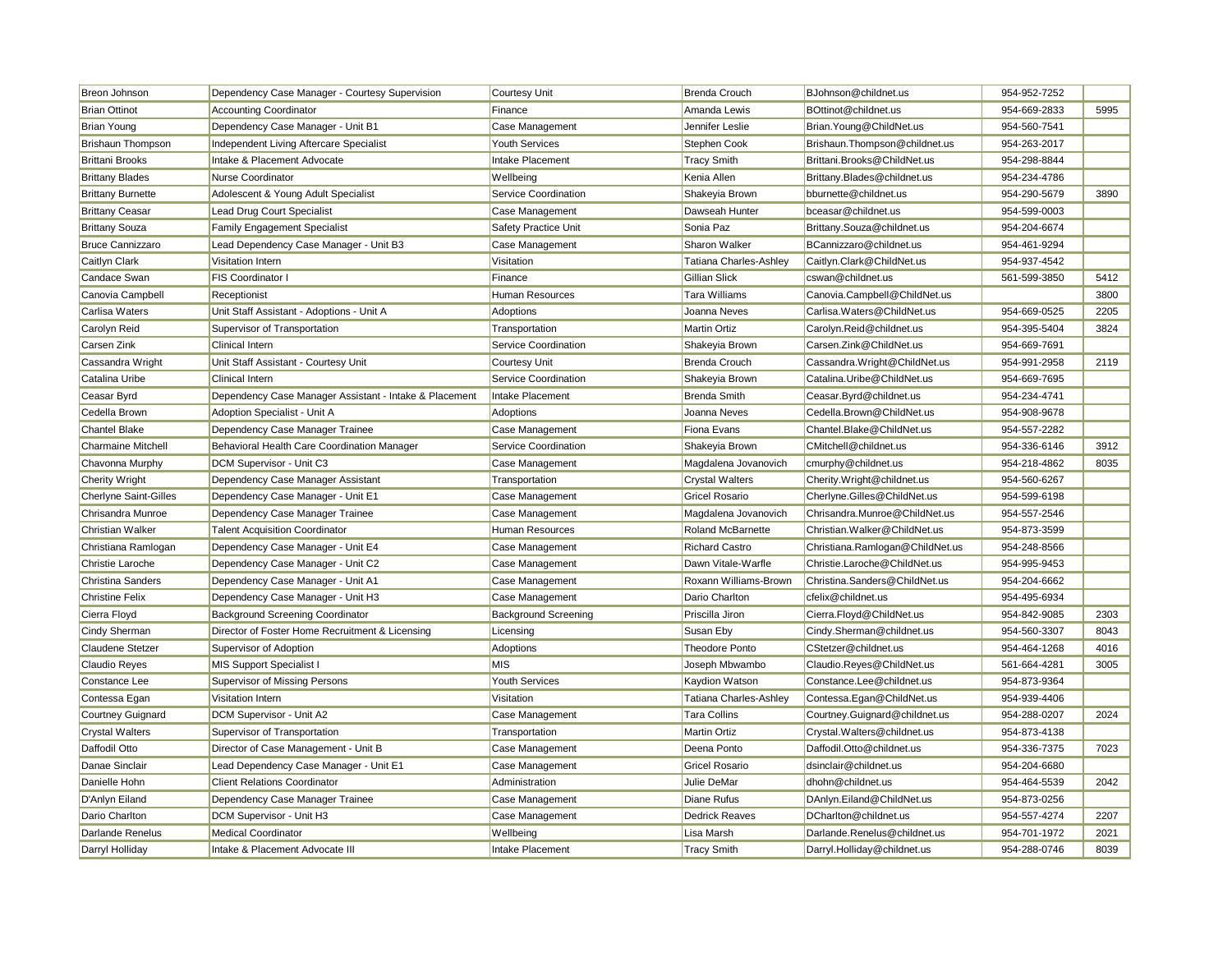| | | | | | | |
|---|---|---|---|---|---|---|
| Breon Johnson | Dependency Case Manager - Courtesy Supervision | Courtesy Unit | Brenda Crouch | BJohnson@childnet.us | 954-952-7252 | |
| Brian Ottinot | Accounting Coordinator | Finance | Amanda Lewis | BOttinot@childnet.us | 954-669-2833 | 5995 |
| Brian Young | Dependency Case Manager - Unit B1 | Case Management | Jennifer Leslie | Brian.Young@ChildNet.us | 954-560-7541 | |
| Brishaun Thompson | Independent Living Aftercare Specialist | Youth Services | Stephen Cook | Brishaun.Thompson@childnet.us | 954-263-2017 | |
| Brittani Brooks | Intake & Placement Advocate | Intake Placement | Tracy Smith | Brittani.Brooks@ChildNet.us | 954-298-8844 | |
| Brittany Blades | Nurse Coordinator | Wellbeing | Kenia Allen | Brittany.Blades@childnet.us | 954-234-4786 | |
| Brittany Burnette | Adolescent & Young Adult Specialist | Service Coordination | Shakeyia Brown | bburnette@childnet.us | 954-290-5679 | 3890 |
| Brittany Ceasar | Lead Drug Court Specialist | Case Management | Dawseah Hunter | bceasar@childnet.us | 954-599-0003 | |
| Brittany Souza | Family Engagement Specialist | Safety Practice Unit | Sonia Paz | Brittany.Souza@childnet.us | 954-204-6674 | |
| Bruce Cannizzaro | Lead Dependency Case Manager - Unit B3 | Case Management | Sharon Walker | BCannizzaro@childnet.us | 954-461-9294 | |
| Caitlyn Clark | Visitation Intern | Visitation | Tatiana Charles-Ashley | Caitlyn.Clark@ChildNet.us | 954-937-4542 | |
| Candace Swan | FIS Coordinator I | Finance | Gillian Slick | cswan@childnet.us | 561-599-3850 | 5412 |
| Canovia Campbell | Receptionist | Human Resources | Tara Williams | Canovia.Campbell@ChildNet.us | | 3800 |
| Carlisa Waters | Unit Staff Assistant - Adoptions - Unit A | Adoptions | Joanna Neves | Carlisa.Waters@ChildNet.us | 954-669-0525 | 2205 |
| Carolyn Reid | Supervisor of Transportation | Transportation | Martin Ortiz | Carolyn.Reid@childnet.us | 954-395-5404 | 3824 |
| Carsen Zink | Clinical Intern | Service Coordination | Shakeyia Brown | Carsen.Zink@ChildNet.us | 954-669-7691 | |
| Cassandra Wright | Unit Staff Assistant - Courtesy Unit | Courtesy Unit | Brenda Crouch | Cassandra.Wright@ChildNet.us | 954-991-2958 | 2119 |
| Catalina Uribe | Clinical Intern | Service Coordination | Shakeyia Brown | Catalina.Uribe@ChildNet.us | 954-669-7695 | |
| Ceasar Byrd | Dependency Case Manager Assistant - Intake & Placement | Intake Placement | Brenda Smith | Ceasar.Byrd@childnet.us | 954-234-4741 | |
| Cedella Brown | Adoption Specialist - Unit A | Adoptions | Joanna Neves | Cedella.Brown@ChildNet.us | 954-908-9678 | |
| Chantel Blake | Dependency Case Manager Trainee | Case Management | Fiona Evans | Chantel.Blake@ChildNet.us | 954-557-2282 | |
| Charmaine Mitchell | Behavioral Health Care Coordination Manager | Service Coordination | Shakeyia Brown | CMitchell@childnet.us | 954-336-6146 | 3912 |
| Chavonna Murphy | DCM Supervisor - Unit C3 | Case Management | Magdalena Jovanovich | cmurphy@childnet.us | 954-218-4862 | 8035 |
| Cherity Wright | Dependency Case Manager Assistant | Transportation | Crystal Walters | Cherity.Wright@childnet.us | 954-560-6267 | |
| Cherlyne Saint-Gilles | Dependency Case Manager - Unit E1 | Case Management | Gricel Rosario | Cherlyne.Gilles@ChildNet.us | 954-599-6198 | |
| Chrisandra Munroe | Dependency Case Manager Trainee | Case Management | Magdalena Jovanovich | Chrisandra.Munroe@ChildNet.us | 954-557-2546 | |
| Christian Walker | Talent Acquisition Coordinator | Human Resources | Roland McBarnette | Christian.Walker@ChildNet.us | 954-873-3599 | |
| Christiana Ramlogan | Dependency Case Manager - Unit E4 | Case Management | Richard Castro | Christiana.Ramlogan@ChildNet.us | 954-248-8566 | |
| Christie Laroche | Dependency Case Manager - Unit C2 | Case Management | Dawn Vitale-Warfle | Christie.Laroche@ChildNet.us | 954-995-9453 | |
| Christina Sanders | Dependency Case Manager - Unit A1 | Case Management | Roxann Williams-Brown | Christina.Sanders@ChildNet.us | 954-204-6662 | |
| Christine Felix | Dependency Case Manager - Unit H3 | Case Management | Dario Charlton | cfelix@childnet.us | 954-495-6934 | |
| Cierra Floyd | Background Screening Coordinator | Background Screening | Priscilla Jiron | Cierra.Floyd@ChildNet.us | 954-842-9085 | 2303 |
| Cindy Sherman | Director of Foster Home Recruitment & Licensing | Licensing | Susan Eby | Cindy.Sherman@childnet.us | 954-560-3307 | 8043 |
| Claudene Stetzer | Supervisor of Adoption | Adoptions | Theodore Ponto | CStetzer@childnet.us | 954-464-1268 | 4016 |
| Claudio Reyes | MIS Support Specialist I | MIS | Joseph Mbwambo | Claudio.Reyes@ChildNet.us | 561-664-4281 | 3005 |
| Constance Lee | Supervisor of Missing Persons | Youth Services | Kaydion Watson | Constance.Lee@childnet.us | 954-873-9364 | |
| Contessa Egan | Visitation Intern | Visitation | Tatiana Charles-Ashley | Contessa.Egan@ChildNet.us | 954-939-4406 | |
| Courtney Guignard | DCM Supervisor - Unit A2 | Case Management | Tara Collins | Courtney.Guignard@childnet.us | 954-288-0207 | 2024 |
| Crystal Walters | Supervisor of Transportation | Transportation | Martin Ortiz | Crystal.Walters@childnet.us | 954-873-4138 | |
| Daffodil Otto | Director of Case Management - Unit B | Case Management | Deena Ponto | Daffodil.Otto@childnet.us | 954-336-7375 | 7023 |
| Danae Sinclair | Lead Dependency Case Manager - Unit E1 | Case Management | Gricel Rosario | dsinclair@childnet.us | 954-204-6680 | |
| Danielle Hohn | Client Relations Coordinator | Administration | Julie DeMar | dhohn@childnet.us | 954-464-5539 | 2042 |
| D'Anlyn Eiland | Dependency Case Manager Trainee | Case Management | Diane Rufus | DAnlyn.Eiland@ChildNet.us | 954-873-0256 | |
| Dario Charlton | DCM Supervisor - Unit H3 | Case Management | Dedrick Reaves | DCharlton@childnet.us | 954-557-4274 | 2207 |
| Darlande Renelus | Medical Coordinator | Wellbeing | Lisa Marsh | Darlande.Renelus@childnet.us | 954-701-1972 | 2021 |
| Darryl Holliday | Intake & Placement Advocate III | Intake Placement | Tracy Smith | Darryl.Holliday@childnet.us | 954-288-0746 | 8039 |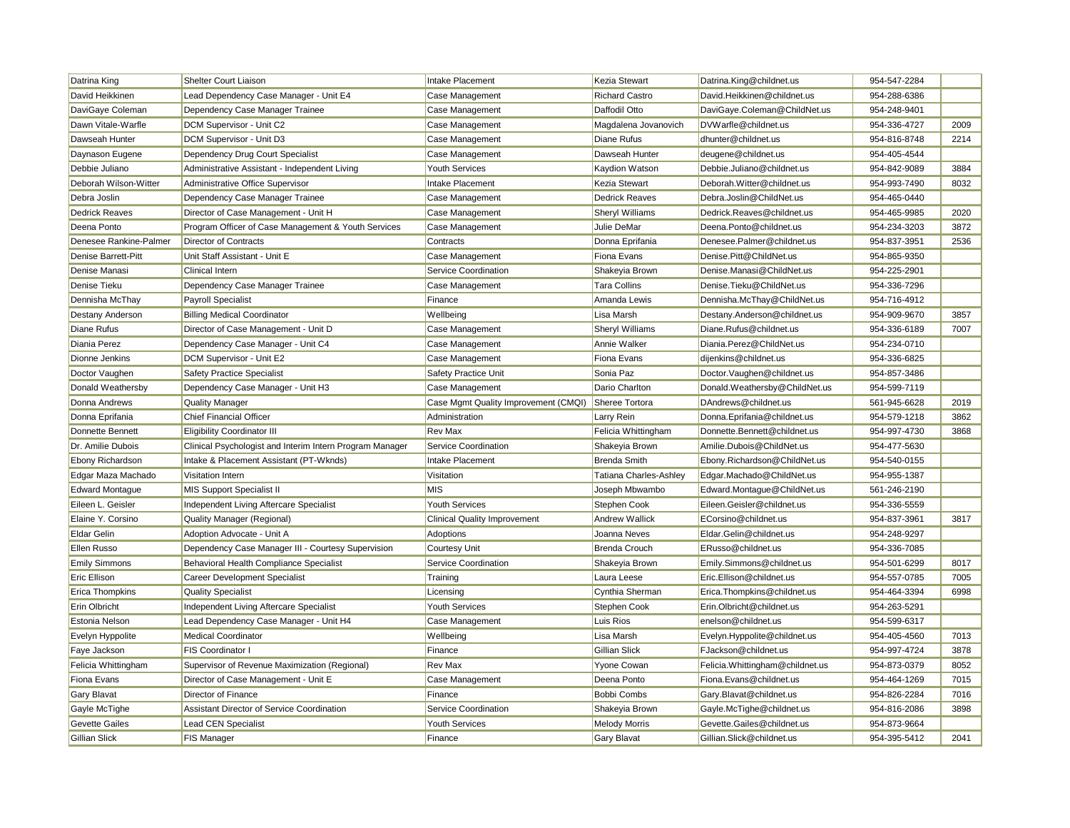| Datrina King | Shelter Court Liaison | Intake Placement | Kezia Stewart | Datrina.King@childnet.us | 954-547-2284 | |
|---|---|---|---|---|---|---|
| David Heikkinen | Lead Dependency Case Manager - Unit E4 | Case Management | Richard Castro | David.Heikkinen@childnet.us | 954-288-6386 | |
| DaviGaye Coleman | Dependency Case Manager Trainee | Case Management | Daffodil Otto | DaviGaye.Coleman@ChildNet.us | 954-248-9401 | |
| Dawn Vitale-Warfle | DCM Supervisor - Unit C2 | Case Management | Magdalena Jovanovich | DVWarfle@childnet.us | 954-336-4727 | 2009 |
| Dawseah Hunter | DCM Supervisor - Unit D3 | Case Management | Diane Rufus | dhunter@childnet.us | 954-816-8748 | 2214 |
| Daynason Eugene | Dependency Drug Court Specialist | Case Management | Dawseah Hunter | deugene@childnet.us | 954-405-4544 | |
| Debbie Juliano | Administrative Assistant - Independent Living | Youth Services | Kaydion Watson | Debbie.Juliano@childnet.us | 954-842-9089 | 3884 |
| Deborah Wilson-Witter | Administrative Office Supervisor | Intake Placement | Kezia Stewart | Deborah.Witter@childnet.us | 954-993-7490 | 8032 |
| Debra Joslin | Dependency Case Manager Trainee | Case Management | Dedrick Reaves | Debra.Joslin@ChildNet.us | 954-465-0440 | |
| Dedrick Reaves | Director of Case Management - Unit H | Case Management | Sheryl Williams | Dedrick.Reaves@childnet.us | 954-465-9985 | 2020 |
| Deena Ponto | Program Officer of Case Management & Youth Services | Case Management | Julie DeMar | Deena.Ponto@childnet.us | 954-234-3203 | 3872 |
| Denesee Rankine-Palmer | Director of Contracts | Contracts | Donna Eprifania | Denesee.Palmer@childnet.us | 954-837-3951 | 2536 |
| Denise Barrett-Pitt | Unit Staff Assistant - Unit E | Case Management | Fiona Evans | Denise.Pitt@ChildNet.us | 954-865-9350 | |
| Denise Manasi | Clinical Intern | Service Coordination | Shakeyia Brown | Denise.Manasi@ChildNet.us | 954-225-2901 | |
| Denise Tieku | Dependency Case Manager Trainee | Case Management | Tara Collins | Denise.Tieku@ChildNet.us | 954-336-7296 | |
| Dennisha McThay | Payroll Specialist | Finance | Amanda Lewis | Dennisha.McThay@ChildNet.us | 954-716-4912 | |
| Destany Anderson | Billing Medical Coordinator | Wellbeing | Lisa Marsh | Destany.Anderson@childnet.us | 954-909-9670 | 3857 |
| Diane Rufus | Director of Case Management - Unit D | Case Management | Sheryl Williams | Diane.Rufus@childnet.us | 954-336-6189 | 7007 |
| Diania Perez | Dependency Case Manager - Unit C4 | Case Management | Annie Walker | Diania.Perez@ChildNet.us | 954-234-0710 | |
| Dionne Jenkins | DCM Supervisor - Unit E2 | Case Management | Fiona Evans | dijenkins@childnet.us | 954-336-6825 | |
| Doctor Vaughen | Safety Practice Specialist | Safety Practice Unit | Sonia Paz | Doctor.Vaughen@childnet.us | 954-857-3486 | |
| Donald Weathersby | Dependency Case Manager - Unit H3 | Case Management | Dario Charlton | Donald.Weathersby@ChildNet.us | 954-599-7119 | |
| Donna Andrews | Quality Manager | Case Mgmt Quality Improvement (CMQI) | Sheree Tortora | DAndrews@childnet.us | 561-945-6628 | 2019 |
| Donna Eprifania | Chief Financial Officer | Administration | Larry Rein | Donna.Eprifania@childnet.us | 954-579-1218 | 3862 |
| Donnette Bennett | Eligibility Coordinator III | Rev Max | Felicia Whittingham | Donnette.Bennett@childnet.us | 954-997-4730 | 3868 |
| Dr. Amilie Dubois | Clinical Psychologist and Interim Intern Program Manager | Service Coordination | Shakeyia Brown | Amilie.Dubois@ChildNet.us | 954-477-5630 | |
| Ebony Richardson | Intake & Placement Assistant (PT-Wknds) | Intake Placement | Brenda Smith | Ebony.Richardson@ChildNet.us | 954-540-0155 | |
| Edgar Maza Machado | Visitation Intern | Visitation | Tatiana Charles-Ashley | Edgar.Machado@ChildNet.us | 954-955-1387 | |
| Edward Montague | MIS Support Specialist II | MIS | Joseph Mbwambo | Edward.Montague@ChildNet.us | 561-246-2190 | |
| Eileen L. Geisler | Independent Living Aftercare Specialist | Youth Services | Stephen Cook | Eileen.Geisler@childnet.us | 954-336-5559 | |
| Elaine Y. Corsino | Quality Manager (Regional) | Clinical Quality Improvement | Andrew Wallick | ECorsino@childnet.us | 954-837-3961 | 3817 |
| Eldar Gelin | Adoption Advocate - Unit A | Adoptions | Joanna Neves | Eldar.Gelin@childnet.us | 954-248-9297 | |
| Ellen Russo | Dependency Case Manager III - Courtesy Supervision | Courtesy Unit | Brenda Crouch | ERusso@childnet.us | 954-336-7085 | |
| Emily Simmons | Behavioral Health Compliance Specialist | Service Coordination | Shakeyia Brown | Emily.Simmons@childnet.us | 954-501-6299 | 8017 |
| Eric Ellison | Career Development Specialist | Training | Laura Leese | Eric.Ellison@childnet.us | 954-557-0785 | 7005 |
| Erica Thompkins | Quality Specialist | Licensing | Cynthia Sherman | Erica.Thompkins@childnet.us | 954-464-3394 | 6998 |
| Erin Olbricht | Independent Living Aftercare Specialist | Youth Services | Stephen Cook | Erin.Olbricht@childnet.us | 954-263-5291 | |
| Estonia Nelson | Lead Dependency Case Manager - Unit H4 | Case Management | Luis Rios | enelson@childnet.us | 954-599-6317 | |
| Evelyn Hyppolite | Medical Coordinator | Wellbeing | Lisa Marsh | Evelyn.Hyppolite@childnet.us | 954-405-4560 | 7013 |
| Faye Jackson | FIS Coordinator I | Finance | Gillian Slick | FJackson@childnet.us | 954-997-4724 | 3878 |
| Felicia Whittingham | Supervisor of Revenue Maximization (Regional) | Rev Max | Yyone Cowan | Felicia.Whittingham@childnet.us | 954-873-0379 | 8052 |
| Fiona Evans | Director of Case Management - Unit E | Case Management | Deena Ponto | Fiona.Evans@childnet.us | 954-464-1269 | 7015 |
| Gary Blavat | Director of Finance | Finance | Bobbi Combs | Gary.Blavat@childnet.us | 954-826-2284 | 7016 |
| Gayle McTighe | Assistant Director of Service Coordination | Service Coordination | Shakeyia Brown | Gayle.McTighe@childnet.us | 954-816-2086 | 3898 |
| Gevette Gailes | Lead CEN Specialist | Youth Services | Melody Morris | Gevette.Gailes@childnet.us | 954-873-9664 | |
| Gillian Slick | FIS Manager | Finance | Gary Blavat | Gillian.Slick@childnet.us | 954-395-5412 | 2041 |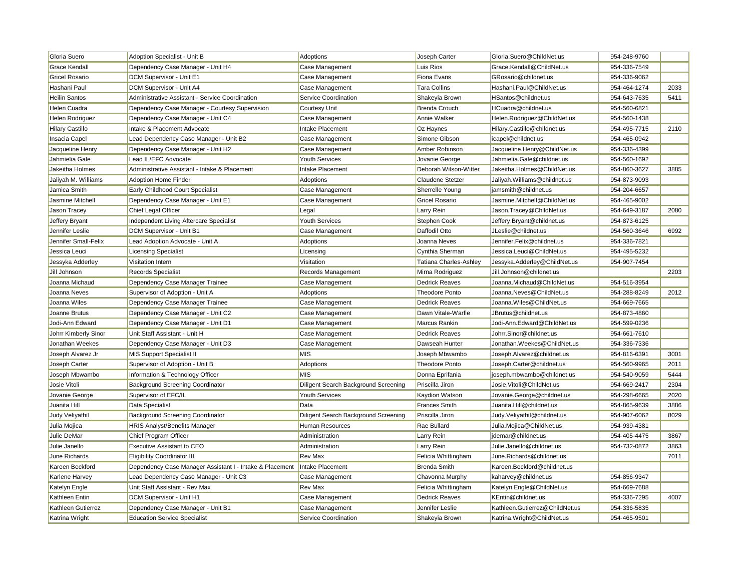| Gloria Suero | Adoption Specialist - Unit B | Adoptions | Joseph Carter | Gloria.Suero@ChildNet.us | 954-248-9760 | |
|---|---|---|---|---|---|---|
| Grace Kendall | Dependency Case Manager - Unit H4 | Case Management | Luis Rios | Grace.Kendall@ChildNet.us | 954-336-7549 | |
| Gricel Rosario | DCM Supervisor - Unit E1 | Case Management | Fiona Evans | GRosario@childnet.us | 954-336-9062 | |
| Hashani Paul | DCM Supervisor - Unit A4 | Case Management | Tara Collins | Hashani.Paul@ChildNet.us | 954-464-1274 | 2033 |
| Heilin Santos | Administrative Assistant - Service Coordination | Service Coordination | Shakeyia Brown | HSantos@childnet.us | 954-643-7635 | 5411 |
| Helen Cuadra | Dependency Case Manager - Courtesy Supervision | Courtesy Unit | Brenda Crouch | HCuadra@childnet.us | 954-560-6821 | |
| Helen Rodriguez | Dependency Case Manager - Unit C4 | Case Management | Annie Walker | Helen.Rodriguez@ChildNet.us | 954-560-1438 | |
| Hilary Castillo | Intake & Placement Advocate | Intake Placement | Oz Haynes | Hilary.Castillo@childnet.us | 954-495-7715 | 2110 |
| Insacia Capel | Lead Dependency Case Manager - Unit B2 | Case Management | Simone Gibson | icapel@childnet.us | 954-465-0942 | |
| Jacqueline Henry | Dependency Case Manager - Unit H2 | Case Management | Amber Robinson | Jacqueline.Henry@ChildNet.us | 954-336-4399 | |
| Jahmielia Gale | Lead IL/EFC Advocate | Youth Services | Jovanie George | Jahmielia.Gale@childnet.us | 954-560-1692 | |
| Jakeitha Holmes | Administrative Assistant - Intake & Placement | Intake Placement | Deborah Wilson-Witter | Jakeitha.Holmes@ChildNet.us | 954-860-3627 | 3885 |
| Jaliyah M. Williams | Adoption Home Finder | Adoptions | Claudene Stetzer | Jaliyah.Williams@childnet.us | 954-873-9093 | |
| Jamica Smith | Early Childhood Court Specialist | Case Management | Sherrelle Young | jamsmith@childnet.us | 954-204-6657 | |
| Jasmine Mitchell | Dependency Case Manager - Unit E1 | Case Management | Gricel Rosario | Jasmine.Mitchell@ChildNet.us | 954-465-9002 | |
| Jason Tracey | Chief Legal Officer | Legal | Larry Rein | Jason.Tracey@ChildNet.us | 954-649-3187 | 2080 |
| Jeffery Bryant | Independent Living Aftercare Specialist | Youth Services | Stephen Cook | Jeffery.Bryant@childnet.us | 954-873-6125 | |
| Jennifer Leslie | DCM Supervisor - Unit B1 | Case Management | Daffodil Otto | JLeslie@childnet.us | 954-560-3646 | 6992 |
| Jennifer Small-Felix | Lead Adoption Advocate - Unit A | Adoptions | Joanna Neves | Jennifer.Felix@childnet.us | 954-336-7821 | |
| Jessica Leuci | Licensing Specialist | Licensing | Cynthia Sherman | Jessica.Leuci@ChildNet.us | 954-495-5232 | |
| Jessyka Adderley | Visitation Intern | Visitation | Tatiana Charles-Ashley | Jessyka.Adderley@ChildNet.us | 954-907-7454 | |
| Jill Johnson | Records Specialist | Records Management | Mirna Rodriguez | Jill.Johnson@childnet.us | | 2203 |
| Joanna Michaud | Dependency Case Manager Trainee | Case Management | Dedrick Reaves | Joanna.Michaud@ChildNet.us | 954-516-3954 | |
| Joanna Neves | Supervisor of Adoption - Unit A | Adoptions | Theodore Ponto | Joanna.Neves@ChildNet.us | 954-288-8249 | 2012 |
| Joanna Wiles | Dependency Case Manager Trainee | Case Management | Dedrick Reaves | Joanna.Wiles@ChildNet.us | 954-669-7665 | |
| Joanne Brutus | Dependency Case Manager - Unit C2 | Case Management | Dawn Vitale-Warfle | JBrutus@childnet.us | 954-873-4860 | |
| Jodi-Ann Edward | Dependency Case Manager - Unit D1 | Case Management | Marcus Rankin | Jodi-Ann.Edward@ChildNet.us | 954-599-0236 | |
| Johrr Kimberly Sinor | Unit Staff Assistant - Unit H | Case Management | Dedrick Reaves | Johrr.Sinor@childnet.us | 954-661-7610 | |
| Jonathan Weekes | Dependency Case Manager - Unit D3 | Case Management | Dawseah Hunter | Jonathan.Weekes@ChildNet.us | 954-336-7336 | |
| Joseph Alvarez Jr | MIS Support Specialist II | MIS | Joseph Mbwambo | Joseph.Alvarez@childnet.us | 954-816-6391 | 3001 |
| Joseph Carter | Supervisor of Adoption - Unit B | Adoptions | Theodore Ponto | Joseph.Carter@childnet.us | 954-560-9965 | 2011 |
| Joseph Mbwambo | Information & Technology Officer | MIS | Donna Eprifania | joseph.mbwambo@childnet.us | 954-540-9059 | 5444 |
| Josie Vitoli | Background Screening Coordinator | Diligent Search Background Screening | Priscilla Jiron | Josie.Vitoli@ChildNet.us | 954-669-2417 | 2304 |
| Jovanie George | Supervisor of EFC/IL | Youth Services | Kaydion Watson | Jovanie.George@childnet.us | 954-298-6665 | 2020 |
| Juanita Hill | Data Specialist | Data | Frances Smith | Juanita.Hill@childnet.us | 954-865-9639 | 3886 |
| Judy Veliyathil | Background Screening Coordinator | Diligent Search Background Screening | Priscilla Jiron | Judy.Veliyathil@childnet.us | 954-907-6062 | 8029 |
| Julia Mojica | HRIS Analyst/Benefits Manager | Human Resources | Rae Bullard | Julia.Mojica@ChildNet.us | 954-939-4381 | |
| Julie DeMar | Chief Program Officer | Administration | Larry Rein | jdemar@childnet.us | 954-405-4475 | 3867 |
| Julie Janello | Executive Assistant to CEO | Administration | Larry Rein | Julie.Janello@childnet.us | 954-732-0872 | 3863 |
| June Richards | Eligibility Coordinator III | Rev Max | Felicia Whittingham | June.Richards@childnet.us | | 7011 |
| Kareen Beckford | Dependency Case Manager Assistant I - Intake & Placement | Intake Placement | Brenda Smith | Kareen.Beckford@childnet.us | | |
| Karlene Harvey | Lead Dependency Case Manager - Unit C3 | Case Management | Chavonna Murphy | kaharvey@childnet.us | 954-856-9347 | |
| Katelyn Engle | Unit Staff Assistant - Rev Max | Rev Max | Felicia Whittingham | Katelyn.Engle@ChildNet.us | 954-669-7688 | |
| Kathleen Entin | DCM Supervisor - Unit H1 | Case Management | Dedrick Reaves | KEntin@childnet.us | 954-336-7295 | 4007 |
| Kathleen Gutierrez | Dependency Case Manager - Unit B1 | Case Management | Jennifer Leslie | Kathleen.Gutierrez@ChildNet.us | 954-336-5835 | |
| Katrina Wright | Education Service Specialist | Service Coordination | Shakeyia Brown | Katrina.Wright@ChildNet.us | 954-465-9501 | |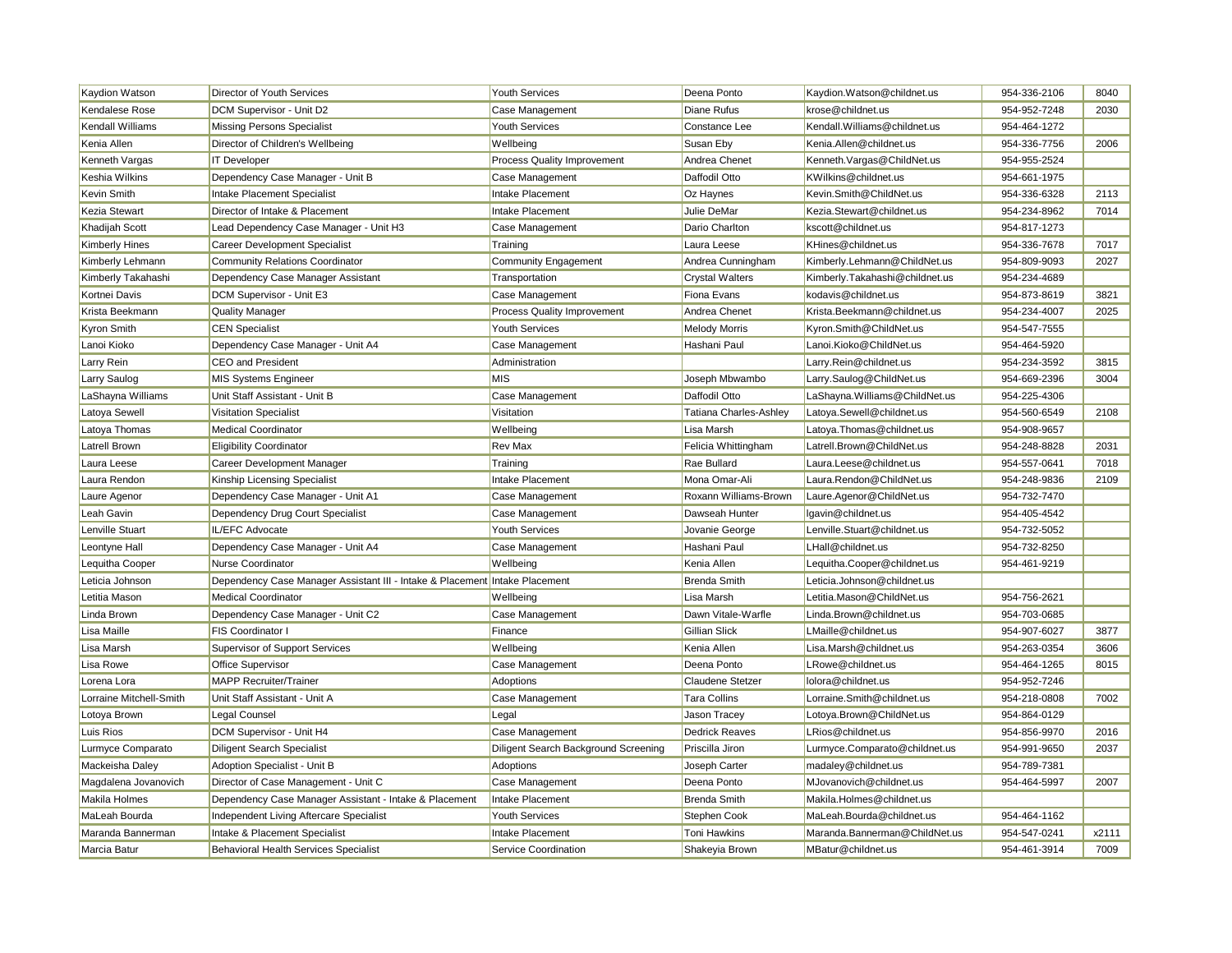| Kaydion Watson | Director of Youth Services | Youth Services | Deena Ponto | Kaydion.Watson@childnet.us | 954-336-2106 | 8040 |
|---|---|---|---|---|---|---|
| Kendalese Rose | DCM Supervisor - Unit D2 | Case Management | Diane Rufus | krose@childnet.us | 954-952-7248 | 2030 |
| Kendall Williams | Missing Persons Specialist | Youth Services | Constance Lee | Kendall.Williams@childnet.us | 954-464-1272 | |
| Kenia Allen | Director of Children's Wellbeing | Wellbeing | Susan Eby | Kenia.Allen@childnet.us | 954-336-7756 | 2006 |
| Kenneth Vargas | IT Developer | Process Quality Improvement | Andrea Chenet | Kenneth.Vargas@ChildNet.us | 954-955-2524 | |
| Keshia Wilkins | Dependency Case Manager - Unit B | Case Management | Daffodil Otto | KWilkins@childnet.us | 954-661-1975 | |
| Kevin Smith | Intake Placement Specialist | Intake Placement | Oz Haynes | Kevin.Smith@ChildNet.us | 954-336-6328 | 2113 |
| Kezia Stewart | Director of Intake & Placement | Intake Placement | Julie DeMar | Kezia.Stewart@childnet.us | 954-234-8962 | 7014 |
| Khadijah Scott | Lead Dependency Case Manager - Unit H3 | Case Management | Dario Charlton | kscott@childnet.us | 954-817-1273 | |
| Kimberly Hines | Career Development Specialist | Training | Laura Leese | KHines@childnet.us | 954-336-7678 | 7017 |
| Kimberly Lehmann | Community Relations Coordinator | Community Engagement | Andrea Cunningham | Kimberly.Lehmann@ChildNet.us | 954-809-9093 | 2027 |
| Kimberly Takahashi | Dependency Case Manager Assistant | Transportation | Crystal Walters | Kimberly.Takahashi@childnet.us | 954-234-4689 | |
| Kortnei Davis | DCM Supervisor - Unit E3 | Case Management | Fiona Evans | kodavis@childnet.us | 954-873-8619 | 3821 |
| Krista Beekmann | Quality Manager | Process Quality Improvement | Andrea Chenet | Krista.Beekmann@childnet.us | 954-234-4007 | 2025 |
| Kyron Smith | CEN Specialist | Youth Services | Melody Morris | Kyron.Smith@ChildNet.us | 954-547-7555 | |
| Lanoi Kioko | Dependency Case Manager - Unit A4 | Case Management | Hashani Paul | Lanoi.Kioko@ChildNet.us | 954-464-5920 | |
| Larry Rein | CEO and President | Administration | | Larry.Rein@childnet.us | 954-234-3592 | 3815 |
| Larry Saulog | MIS Systems Engineer | MIS | Joseph Mbwambo | Larry.Saulog@ChildNet.us | 954-669-2396 | 3004 |
| LaShayna Williams | Unit Staff Assistant - Unit B | Case Management | Daffodil Otto | LaShayna.Williams@ChildNet.us | 954-225-4306 | |
| Latoya Sewell | Visitation Specialist | Visitation | Tatiana Charles-Ashley | Latoya.Sewell@childnet.us | 954-560-6549 | 2108 |
| Latoya Thomas | Medical Coordinator | Wellbeing | Lisa Marsh | Latoya.Thomas@childnet.us | 954-908-9657 | |
| Latrell Brown | Eligibility Coordinator | Rev Max | Felicia Whittingham | Latrell.Brown@ChildNet.us | 954-248-8828 | 2031 |
| Laura Leese | Career Development Manager | Training | Rae Bullard | Laura.Leese@childnet.us | 954-557-0641 | 7018 |
| Laura Rendon | Kinship Licensing Specialist | Intake Placement | Mona Omar-Ali | Laura.Rendon@ChildNet.us | 954-248-9836 | 2109 |
| Laure Agenor | Dependency Case Manager - Unit A1 | Case Management | Roxann Williams-Brown | Laure.Agenor@ChildNet.us | 954-732-7470 | |
| Leah Gavin | Dependency Drug Court Specialist | Case Management | Dawseah Hunter | lgavin@childnet.us | 954-405-4542 | |
| Lenville Stuart | IL/EFC Advocate | Youth Services | Jovanie George | Lenville.Stuart@childnet.us | 954-732-5052 | |
| Leontyne Hall | Dependency Case Manager - Unit A4 | Case Management | Hashani Paul | LHall@childnet.us | 954-732-8250 | |
| Lequitha Cooper | Nurse Coordinator | Wellbeing | Kenia Allen | Lequitha.Cooper@childnet.us | 954-461-9219 | |
| Leticia Johnson | Dependency Case Manager Assistant III - Intake & Placement | Intake Placement | Brenda Smith | Leticia.Johnson@childnet.us | | |
| Letitia Mason | Medical Coordinator | Wellbeing | Lisa Marsh | Letitia.Mason@ChildNet.us | 954-756-2621 | |
| Linda Brown | Dependency Case Manager - Unit C2 | Case Management | Dawn Vitale-Warfle | Linda.Brown@childnet.us | 954-703-0685 | |
| Lisa Maille | FIS Coordinator I | Finance | Gillian Slick | LMaille@childnet.us | 954-907-6027 | 3877 |
| Lisa Marsh | Supervisor of Support Services | Wellbeing | Kenia Allen | Lisa.Marsh@childnet.us | 954-263-0354 | 3606 |
| Lisa Rowe | Office Supervisor | Case Management | Deena Ponto | LRowe@childnet.us | 954-464-1265 | 8015 |
| Lorena Lora | MAPP Recruiter/Trainer | Adoptions | Claudene Stetzer | lolora@childnet.us | 954-952-7246 | |
| Lorraine Mitchell-Smith | Unit Staff Assistant - Unit A | Case Management | Tara Collins | Lorraine.Smith@childnet.us | 954-218-0808 | 7002 |
| Lotoya Brown | Legal Counsel | Legal | Jason Tracey | Lotoya.Brown@ChildNet.us | 954-864-0129 | |
| Luis Rios | DCM Supervisor - Unit H4 | Case Management | Dedrick Reaves | LRios@childnet.us | 954-856-9970 | 2016 |
| Lurmyce Comparato | Diligent Search Specialist | Diligent Search Background Screening | Priscilla Jiron | Lurmyce.Comparato@childnet.us | 954-991-9650 | 2037 |
| Mackeisha Daley | Adoption Specialist - Unit B | Adoptions | Joseph Carter | madaley@childnet.us | 954-789-7381 | |
| Magdalena Jovanovich | Director of Case Management - Unit C | Case Management | Deena Ponto | MJovanovich@childnet.us | 954-464-5997 | 2007 |
| Makila Holmes | Dependency Case Manager Assistant - Intake & Placement | Intake Placement | Brenda Smith | Makila.Holmes@childnet.us | | |
| MaLeah Bourda | Independent Living Aftercare Specialist | Youth Services | Stephen Cook | MaLeah.Bourda@childnet.us | 954-464-1162 | |
| Maranda Bannerman | Intake & Placement Specialist | Intake Placement | Toni Hawkins | Maranda.Bannerman@ChildNet.us | 954-547-0241 | x2111 |
| Marcia Batur | Behavioral Health Services Specialist | Service Coordination | Shakeyia Brown | MBatur@childnet.us | 954-461-3914 | 7009 |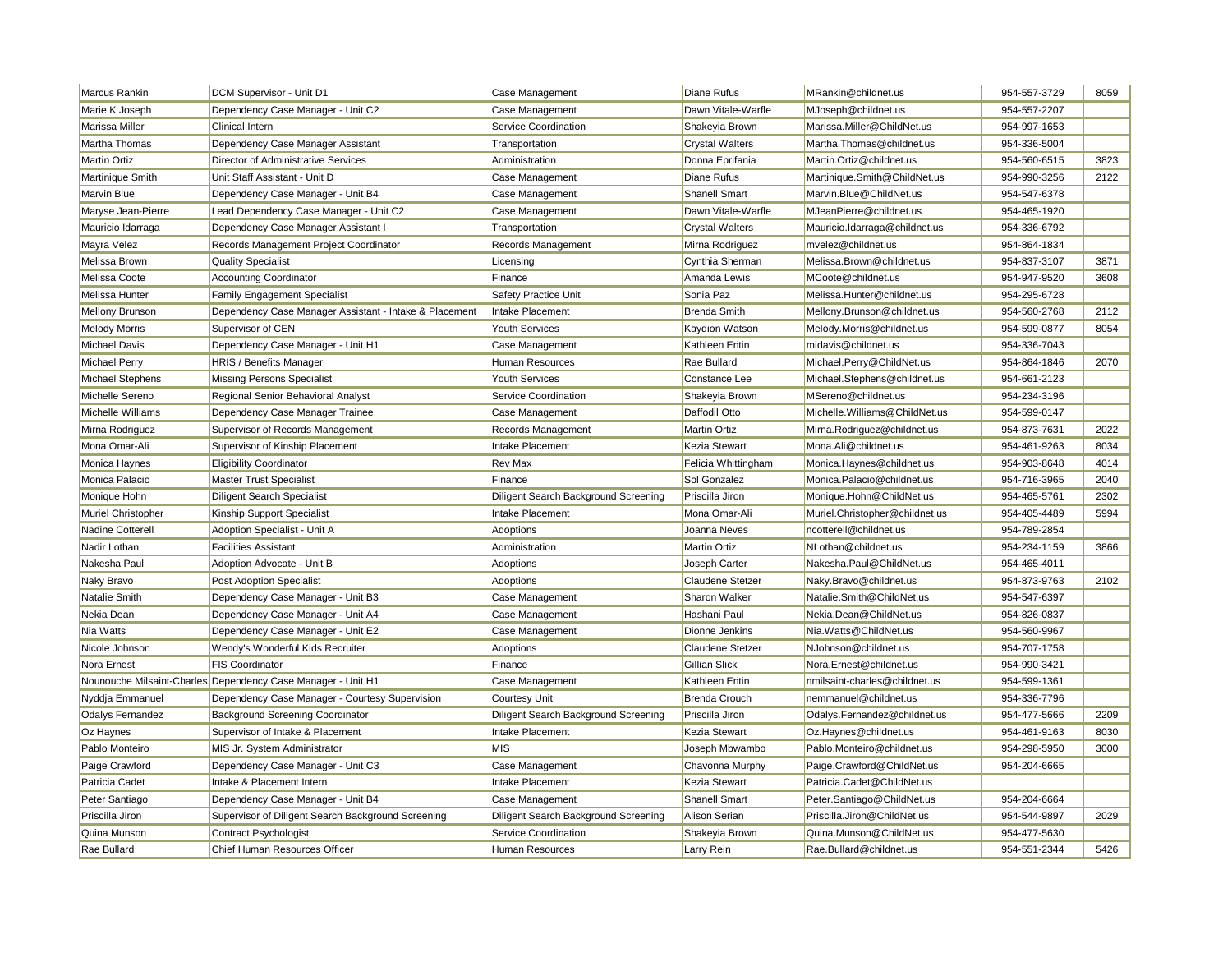| | | | | | | |
|---|---|---|---|---|---|---|
| Marcus Rankin | DCM Supervisor - Unit D1 | Case Management | Diane Rufus | MRankin@childnet.us | 954-557-3729 | 8059 |
| Marie K Joseph | Dependency Case Manager - Unit C2 | Case Management | Dawn Vitale-Warfle | MJoseph@childnet.us | 954-557-2207 | |
| Marissa Miller | Clinical Intern | Service Coordination | Shakeyia Brown | Marissa.Miller@ChildNet.us | 954-997-1653 | |
| Martha Thomas | Dependency Case Manager Assistant | Transportation | Crystal Walters | Martha.Thomas@childnet.us | 954-336-5004 | |
| Martin Ortiz | Director of Administrative Services | Administration | Donna Eprifania | Martin.Ortiz@childnet.us | 954-560-6515 | 3823 |
| Martinique Smith | Unit Staff Assistant - Unit D | Case Management | Diane Rufus | Martinique.Smith@ChildNet.us | 954-990-3256 | 2122 |
| Marvin Blue | Dependency Case Manager - Unit B4 | Case Management | Shanell Smart | Marvin.Blue@ChildNet.us | 954-547-6378 | |
| Maryse Jean-Pierre | Lead Dependency Case Manager - Unit C2 | Case Management | Dawn Vitale-Warfle | MJeanPierre@childnet.us | 954-465-1920 | |
| Mauricio Idarraga | Dependency Case Manager Assistant I | Transportation | Crystal Walters | Mauricio.Idarraga@childnet.us | 954-336-6792 | |
| Mayra Velez | Records Management Project Coordinator | Records Management | Mirna Rodriguez | mvelez@childnet.us | 954-864-1834 | |
| Melissa Brown | Quality Specialist | Licensing | Cynthia Sherman | Melissa.Brown@childnet.us | 954-837-3107 | 3871 |
| Melissa Coote | Accounting Coordinator | Finance | Amanda Lewis | MCoote@childnet.us | 954-947-9520 | 3608 |
| Melissa Hunter | Family Engagement Specialist | Safety Practice Unit | Sonia Paz | Melissa.Hunter@childnet.us | 954-295-6728 | |
| Mellony Brunson | Dependency Case Manager Assistant - Intake & Placement | Intake Placement | Brenda Smith | Mellony.Brunson@childnet.us | 954-560-2768 | 2112 |
| Melody Morris | Supervisor of CEN | Youth Services | Kaydion Watson | Melody.Morris@childnet.us | 954-599-0877 | 8054 |
| Michael Davis | Dependency Case Manager - Unit H1 | Case Management | Kathleen Entin | midavis@childnet.us | 954-336-7043 | |
| Michael Perry | HRIS / Benefits Manager | Human Resources | Rae Bullard | Michael.Perry@ChildNet.us | 954-864-1846 | 2070 |
| Michael Stephens | Missing Persons Specialist | Youth Services | Constance Lee | Michael.Stephens@childnet.us | 954-661-2123 | |
| Michelle Sereno | Regional Senior Behavioral Analyst | Service Coordination | Shakeyia Brown | MSereno@childnet.us | 954-234-3196 | |
| Michelle Williams | Dependency Case Manager Trainee | Case Management | Daffodil Otto | Michelle.Williams@ChildNet.us | 954-599-0147 | |
| Mirna Rodriguez | Supervisor of Records Management | Records Management | Martin Ortiz | Mirna.Rodriguez@childnet.us | 954-873-7631 | 2022 |
| Mona Omar-Ali | Supervisor of Kinship Placement | Intake Placement | Kezia Stewart | Mona.Ali@childnet.us | 954-461-9263 | 8034 |
| Monica Haynes | Eligibility Coordinator | Rev Max | Felicia Whittingham | Monica.Haynes@childnet.us | 954-903-8648 | 4014 |
| Monica Palacio | Master Trust Specialist | Finance | Sol Gonzalez | Monica.Palacio@childnet.us | 954-716-3965 | 2040 |
| Monique Hohn | Diligent Search Specialist | Diligent Search Background Screening | Priscilla Jiron | Monique.Hohn@ChildNet.us | 954-465-5761 | 2302 |
| Muriel Christopher | Kinship Support Specialist | Intake Placement | Mona Omar-Ali | Muriel.Christopher@childnet.us | 954-405-4489 | 5994 |
| Nadine Cotterell | Adoption Specialist - Unit A | Adoptions | Joanna Neves | ncotterell@childnet.us | 954-789-2854 | |
| Nadir Lothan | Facilities Assistant | Administration | Martin Ortiz | NLothan@childnet.us | 954-234-1159 | 3866 |
| Nakesha Paul | Adoption Advocate - Unit B | Adoptions | Joseph Carter | Nakesha.Paul@ChildNet.us | 954-465-4011 | |
| Naky Bravo | Post Adoption Specialist | Adoptions | Claudene Stetzer | Naky.Bravo@childnet.us | 954-873-9763 | 2102 |
| Natalie Smith | Dependency Case Manager - Unit B3 | Case Management | Sharon Walker | Natalie.Smith@ChildNet.us | 954-547-6397 | |
| Nekia Dean | Dependency Case Manager - Unit A4 | Case Management | Hashani Paul | Nekia.Dean@ChildNet.us | 954-826-0837 | |
| Nia Watts | Dependency Case Manager - Unit E2 | Case Management | Dionne Jenkins | Nia.Watts@ChildNet.us | 954-560-9967 | |
| Nicole Johnson | Wendy's Wonderful Kids Recruiter | Adoptions | Claudene Stetzer | NJohnson@childnet.us | 954-707-1758 | |
| Nora Ernest | FIS Coordinator | Finance | Gillian Slick | Nora.Ernest@childnet.us | 954-990-3421 | |
| Nounouche Milsaint-Charles | Dependency Case Manager - Unit H1 | Case Management | Kathleen Entin | nmilsaint-charles@childnet.us | 954-599-1361 | |
| Nyddja Emmanuel | Dependency Case Manager - Courtesy Supervision | Courtesy Unit | Brenda Crouch | nemmanuel@childnet.us | 954-336-7796 | |
| Odalys Fernandez | Background Screening Coordinator | Diligent Search Background Screening | Priscilla Jiron | Odalys.Fernandez@childnet.us | 954-477-5666 | 2209 |
| Oz Haynes | Supervisor of Intake & Placement | Intake Placement | Kezia Stewart | Oz.Haynes@childnet.us | 954-461-9163 | 8030 |
| Pablo Monteiro | MIS Jr. System Administrator | MIS | Joseph Mbwambo | Pablo.Monteiro@childnet.us | 954-298-5950 | 3000 |
| Paige Crawford | Dependency Case Manager - Unit C3 | Case Management | Chavonna Murphy | Paige.Crawford@ChildNet.us | 954-204-6665 | |
| Patricia Cadet | Intake & Placement Intern | Intake Placement | Kezia Stewart | Patricia.Cadet@ChildNet.us | | |
| Peter Santiago | Dependency Case Manager - Unit B4 | Case Management | Shanell Smart | Peter.Santiago@ChildNet.us | 954-204-6664 | |
| Priscilla Jiron | Supervisor of Diligent Search Background Screening | Diligent Search Background Screening | Alison Serian | Priscilla.Jiron@ChildNet.us | 954-544-9897 | 2029 |
| Quina Munson | Contract Psychologist | Service Coordination | Shakeyia Brown | Quina.Munson@ChildNet.us | 954-477-5630 | |
| Rae Bullard | Chief Human Resources Officer | Human Resources | Larry Rein | Rae.Bullard@childnet.us | 954-551-2344 | 5426 |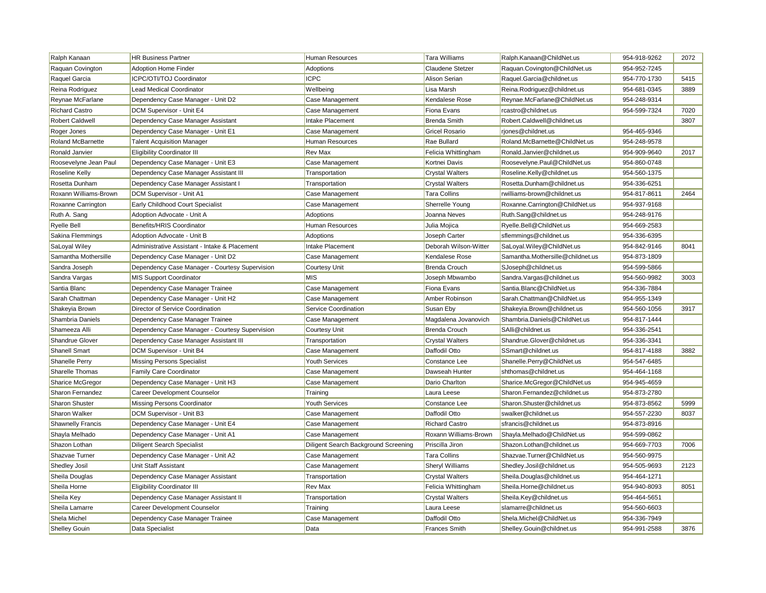| | | | | | | |
|---|---|---|---|---|---|---|
| Ralph Kanaan | HR Business Partner | Human Resources | Tara Williams | Ralph.Kanaan@ChildNet.us | 954-918-9262 | 2072 |
| Raquan Covington | Adoption Home Finder | Adoptions | Claudene Stetzer | Raquan.Covington@ChildNet.us | 954-952-7245 | |
| Raquel Garcia | ICPC/OTI/TOJ Coordinator | ICPC | Alison Serian | Raquel.Garcia@childnet.us | 954-770-1730 | 5415 |
| Reina Rodriguez | Lead Medical Coordinator | Wellbeing | Lisa Marsh | Reina.Rodriguez@childnet.us | 954-681-0345 | 3889 |
| Reynae McFarlane | Dependency Case Manager - Unit D2 | Case Management | Kendalese Rose | Reynae.McFarlane@ChildNet.us | 954-248-9314 | |
| Richard Castro | DCM Supervisor - Unit E4 | Case Management | Fiona Evans | rcastro@childnet.us | 954-599-7324 | 7020 |
| Robert Caldwell | Dependency Case Manager Assistant | Intake Placement | Brenda Smith | Robert.Caldwell@childnet.us | | 3807 |
| Roger Jones | Dependency Case Manager - Unit E1 | Case Management | Gricel Rosario | rjones@childnet.us | 954-465-9346 | |
| Roland McBarnette | Talent Acquisition Manager | Human Resources | Rae Bullard | Roland.McBarnette@ChildNet.us | 954-248-9578 | |
| Ronald Janvier | Eligibility Coordinator III | Rev Max | Felicia Whittingham | Ronald.Janvier@childnet.us | 954-909-9640 | 2017 |
| Roosevelyne Jean Paul | Dependency Case Manager - Unit E3 | Case Management | Kortnei Davis | Roosevelyne.Paul@ChildNet.us | 954-860-0748 | |
| Roseline Kelly | Dependency Case Manager Assistant III | Transportation | Crystal Walters | Roseline.Kelly@childnet.us | 954-560-1375 | |
| Rosetta Dunham | Dependency Case Manager Assistant I | Transportation | Crystal Walters | Rosetta.Dunham@childnet.us | 954-336-6251 | |
| Roxann Williams-Brown | DCM Supervisor - Unit A1 | Case Management | Tara Collins | rwilliams-brown@childnet.us | 954-817-8611 | 2464 |
| Roxanne Carrington | Early Childhood Court Specialist | Case Management | Sherrelle Young | Roxanne.Carrington@ChildNet.us | 954-937-9168 | |
| Ruth A. Sang | Adoption Advocate - Unit A | Adoptions | Joanna Neves | Ruth.Sang@childnet.us | 954-248-9176 | |
| Ryelle Bell | Benefits/HRIS Coordinator | Human Resources | Julia Mojica | Ryelle.Bell@ChildNet.us | 954-669-2583 | |
| Sakina Flemmings | Adoption Advocate - Unit B | Adoptions | Joseph Carter | sflemmings@childnet.us | 954-336-6395 | |
| SaLoyal Wiley | Administrative Assistant - Intake & Placement | Intake Placement | Deborah Wilson-Witter | SaLoyal.Wiley@ChildNet.us | 954-842-9146 | 8041 |
| Samantha Mothersille | Dependency Case Manager - Unit D2 | Case Management | Kendalese Rose | Samantha.Mothersille@childnet.us | 954-873-1809 | |
| Sandra Joseph | Dependency Case Manager - Courtesy Supervision | Courtesy Unit | Brenda Crouch | SJoseph@childnet.us | 954-599-5866 | |
| Sandra Vargas | MIS Support Coordinator | MIS | Joseph Mbwambo | Sandra.Vargas@childnet.us | 954-560-9982 | 3003 |
| Santia Blanc | Dependency Case Manager Trainee | Case Management | Fiona Evans | Santia.Blanc@ChildNet.us | 954-336-7884 | |
| Sarah Chattman | Dependency Case Manager - Unit H2 | Case Management | Amber Robinson | Sarah.Chattman@ChildNet.us | 954-955-1349 | |
| Shakeyia Brown | Director of Service Coordination | Service Coordination | Susan Eby | Shakeyia.Brown@childnet.us | 954-560-1056 | 3917 |
| Shambria Daniels | Dependency Case Manager Trainee | Case Management | Magdalena Jovanovich | Shambria.Daniels@ChildNet.us | 954-817-1444 | |
| Shameeza Alli | Dependency Case Manager - Courtesy Supervision | Courtesy Unit | Brenda Crouch | SAlli@childnet.us | 954-336-2541 | |
| Shandrue Glover | Dependency Case Manager Assistant III | Transportation | Crystal Walters | Shandrue.Glover@childnet.us | 954-336-3341 | |
| Shanell Smart | DCM Supervisor - Unit B4 | Case Management | Daffodil Otto | SSmart@childnet.us | 954-817-4188 | 3882 |
| Shanelle Perry | Missing Persons Specialist | Youth Services | Constance Lee | Shanelle.Perry@ChildNet.us | 954-547-6485 | |
| Sharelle Thomas | Family Care Coordinator | Case Management | Dawseah Hunter | shthomas@childnet.us | 954-464-1168 | |
| Sharice McGregor | Dependency Case Manager - Unit H3 | Case Management | Dario Charlton | Sharice.McGregor@ChildNet.us | 954-945-4659 | |
| Sharon Fernandez | Career Development Counselor | Training | Laura Leese | Sharon.Fernandez@childnet.us | 954-873-2780 | |
| Sharon Shuster | Missing Persons Coordinator | Youth Services | Constance Lee | Sharon.Shuster@childnet.us | 954-873-8562 | 5999 |
| Sharon Walker | DCM Supervisor - Unit B3 | Case Management | Daffodil Otto | swalker@childnet.us | 954-557-2230 | 8037 |
| Shawnelly Francis | Dependency Case Manager - Unit E4 | Case Management | Richard Castro | sfrancis@childnet.us | 954-873-8916 | |
| Shayla Melhado | Dependency Case Manager - Unit A1 | Case Management | Roxann Williams-Brown | Shayla.Melhado@ChildNet.us | 954-599-0862 | |
| Shazon Lothan | Diligent Search Specialist | Diligent Search Background Screening | Priscilla Jiron | Shazon.Lothan@childnet.us | 954-669-7703 | 7006 |
| Shazvae Turner | Dependency Case Manager - Unit A2 | Case Management | Tara Collins | Shazvae.Turner@ChildNet.us | 954-560-9975 | |
| Shedley Josil | Unit Staff Assistant | Case Management | Sheryl Williams | Shedley.Josil@childnet.us | 954-505-9693 | 2123 |
| Sheila Douglas | Dependency Case Manager Assistant | Transportation | Crystal Walters | Sheila.Douglas@childnet.us | 954-464-1271 | |
| Sheila Horne | Eligibility Coordinator III | Rev Max | Felicia Whittingham | Sheila.Horne@childnet.us | 954-940-8093 | 8051 |
| Sheila Key | Dependency Case Manager Assistant II | Transportation | Crystal Walters | Sheila.Key@childnet.us | 954-464-5651 | |
| Sheila Lamarre | Career Development Counselor | Training | Laura Leese | slamarre@childnet.us | 954-560-6603 | |
| Shela Michel | Dependency Case Manager Trainee | Case Management | Daffodil Otto | Shela.Michel@ChildNet.us | 954-336-7949 | |
| Shelley Gouin | Data Specialist | Data | Frances Smith | Shelley.Gouin@childnet.us | 954-991-2588 | 3876 |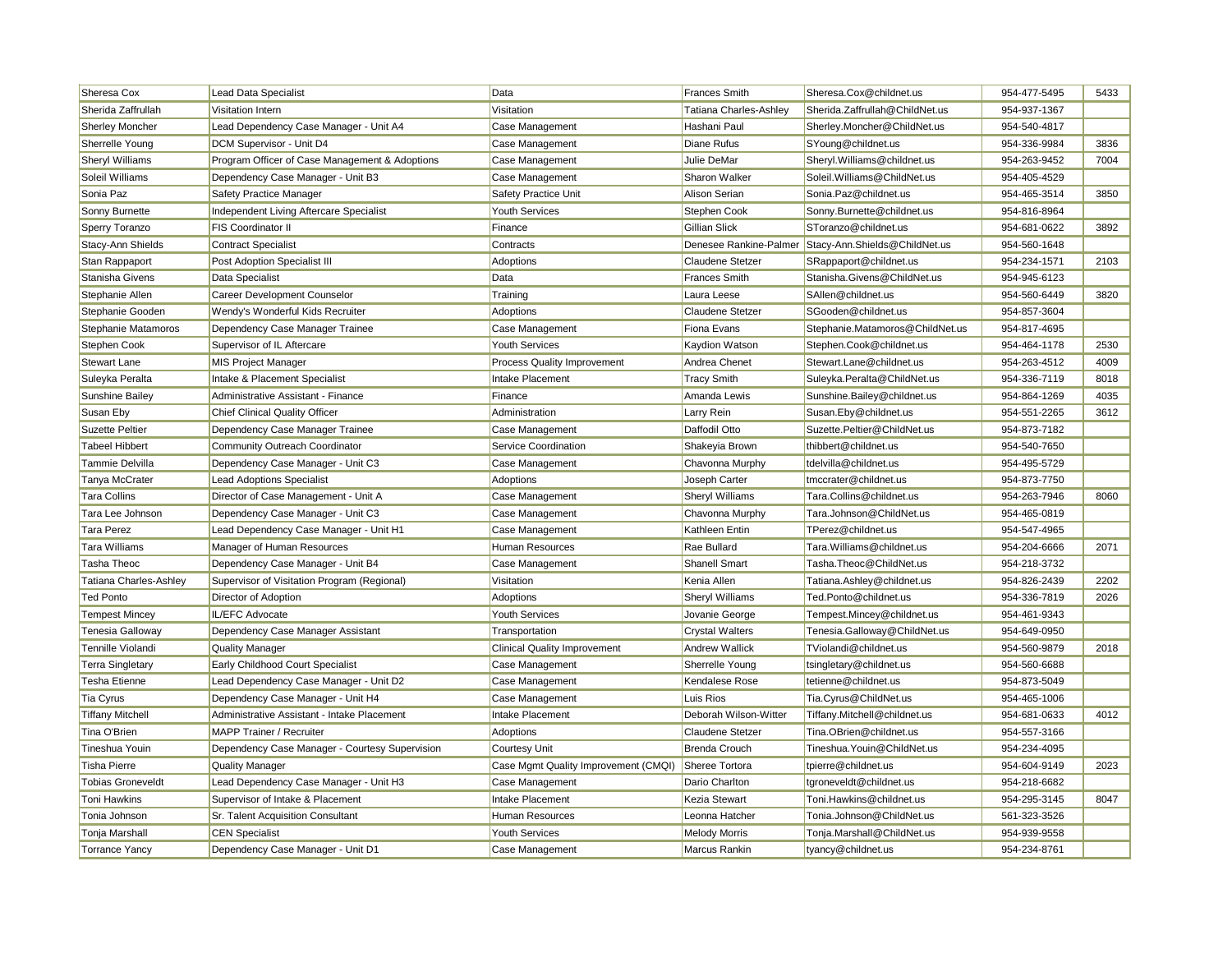| Sheresa Cox | Lead Data Specialist | Data | Frances Smith | Sheresa.Cox@childnet.us | 954-477-5495 | 5433 |
|---|---|---|---|---|---|---|
| Sherida Zaffrullah | Visitation Intern | Visitation | Tatiana Charles-Ashley | Sherida.Zaffrullah@ChildNet.us | 954-937-1367 | |
| Sherley Moncher | Lead Dependency Case Manager - Unit A4 | Case Management | Hashani Paul | Sherley.Moncher@ChildNet.us | 954-540-4817 | |
| Sherrelle Young | DCM Supervisor - Unit D4 | Case Management | Diane Rufus | SYoung@childnet.us | 954-336-9984 | 3836 |
| Sheryl Williams | Program Officer of Case Management & Adoptions | Case Management | Julie DeMar | Sheryl.Williams@childnet.us | 954-263-9452 | 7004 |
| Soleil Williams | Dependency Case Manager - Unit B3 | Case Management | Sharon Walker | Soleil.Williams@ChildNet.us | 954-405-4529 | |
| Sonia Paz | Safety Practice Manager | Safety Practice Unit | Alison Serian | Sonia.Paz@childnet.us | 954-465-3514 | 3850 |
| Sonny Burnette | Independent Living Aftercare Specialist | Youth Services | Stephen Cook | Sonny.Burnette@childnet.us | 954-816-8964 | |
| Sperry Toranzo | FIS Coordinator II | Finance | Gillian Slick | SToranzo@childnet.us | 954-681-0622 | 3892 |
| Stacy-Ann Shields | Contract Specialist | Contracts | Denesee Rankine-Palmer | Stacy-Ann.Shields@childnet.us | 954-560-1648 | |
| Stan Rappaport | Post Adoption Specialist III | Adoptions | Claudene Stetzer | SRappaport@childnet.us | 954-234-1571 | 2103 |
| Stanisha Givens | Data Specialist | Data | Frances Smith | Stanisha.Givens@ChildNet.us | 954-945-6123 | |
| Stephanie Allen | Career Development Counselor | Training | Laura Leese | SAllen@childnet.us | 954-560-6449 | 3820 |
| Stephanie Gooden | Wendy's Wonderful Kids Recruiter | Adoptions | Claudene Stetzer | SGooden@childnet.us | 954-857-3604 | |
| Stephanie Matamoros | Dependency Case Manager Trainee | Case Management | Fiona Evans | Stephanie.Matamoros@ChildNet.us | 954-817-4695 | |
| Stephen Cook | Supervisor of IL Aftercare | Youth Services | Kaydion Watson | Stephen.Cook@childnet.us | 954-464-1178 | 2530 |
| Stewart Lane | MIS Project Manager | Process Quality Improvement | Andrea Chenet | Stewart.Lane@childnet.us | 954-263-4512 | 4009 |
| Suleyka Peralta | Intake & Placement Specialist | Intake Placement | Tracy Smith | Suleyka.Peralta@ChildNet.us | 954-336-7119 | 8018 |
| Sunshine Bailey | Administrative Assistant - Finance | Finance | Amanda Lewis | Sunshine.Bailey@childnet.us | 954-864-1269 | 4035 |
| Susan Eby | Chief Clinical Quality Officer | Administration | Larry Rein | Susan.Eby@childnet.us | 954-551-2265 | 3612 |
| Suzette Peltier | Dependency Case Manager Trainee | Case Management | Daffodil Otto | Suzette.Peltier@ChildNet.us | 954-873-7182 | |
| Tabeel Hibbert | Community Outreach Coordinator | Service Coordination | Shakeyia Brown | thibbert@childnet.us | 954-540-7650 | |
| Tammie Delvilla | Dependency Case Manager - Unit C3 | Case Management | Chavonna Murphy | tdelvilla@childnet.us | 954-495-5729 | |
| Tanya McCrater | Lead Adoptions Specialist | Adoptions | Joseph Carter | tmccrater@childnet.us | 954-873-7750 | |
| Tara Collins | Director of Case Management - Unit A | Case Management | Sheryl Williams | Tara.Collins@childnet.us | 954-263-7946 | 8060 |
| Tara Lee Johnson | Dependency Case Manager - Unit C3 | Case Management | Chavonna Murphy | Tara.Johnson@ChildNet.us | 954-465-0819 | |
| Tara Perez | Lead Dependency Case Manager - Unit H1 | Case Management | Kathleen Entin | TPerez@childnet.us | 954-547-4965 | |
| Tara Williams | Manager of Human Resources | Human Resources | Rae Bullard | Tara.Williams@childnet.us | 954-204-6666 | 2071 |
| Tasha Theoc | Dependency Case Manager - Unit B4 | Case Management | Shanell Smart | Tasha.Theoc@ChildNet.us | 954-218-3732 | |
| Tatiana Charles-Ashley | Supervisor of Visitation Program (Regional) | Visitation | Kenia Allen | Tatiana.Ashley@childnet.us | 954-826-2439 | 2202 |
| Ted Ponto | Director of Adoption | Adoptions | Sheryl Williams | Ted.Ponto@childnet.us | 954-336-7819 | 2026 |
| Tempest Mincey | IL/EFC Advocate | Youth Services | Jovanie George | Tempest.Mincey@childnet.us | 954-461-9343 | |
| Tenesia Galloway | Dependency Case Manager Assistant | Transportation | Crystal Walters | Tenesia.Galloway@ChildNet.us | 954-649-0950 | |
| Tennille Violandi | Quality Manager | Clinical Quality Improvement | Andrew Wallick | TViolandi@childnet.us | 954-560-9879 | 2018 |
| Terra Singletary | Early Childhood Court Specialist | Case Management | Sherrelle Young | tsingletary@childnet.us | 954-560-6688 | |
| Tesha Etienne | Lead Dependency Case Manager - Unit D2 | Case Management | Kendalese Rose | tetienne@childnet.us | 954-873-5049 | |
| Tia Cyrus | Dependency Case Manager - Unit H4 | Case Management | Luis Rios | Tia.Cyrus@ChildNet.us | 954-465-1006 | |
| Tiffany Mitchell | Administrative Assistant - Intake Placement | Intake Placement | Deborah Wilson-Witter | Tiffany.Mitchell@childnet.us | 954-681-0633 | 4012 |
| Tina O'Brien | MAPP Trainer / Recruiter | Adoptions | Claudene Stetzer | Tina.OBrien@childnet.us | 954-557-3166 | |
| Tineshua Youin | Dependency Case Manager - Courtesy Supervision | Courtesy Unit | Brenda Crouch | Tineshua.Youin@ChildNet.us | 954-234-4095 | |
| Tisha Pierre | Quality Manager | Case Mgmt Quality Improvement (CMQI) | Sheree Tortora | tpierre@childnet.us | 954-604-9149 | 2023 |
| Tobias Groneveldt | Lead Dependency Case Manager - Unit H3 | Case Management | Dario Charlton | tgroneveldt@childnet.us | 954-218-6682 | |
| Toni Hawkins | Supervisor of Intake & Placement | Intake Placement | Kezia Stewart | Toni.Hawkins@childnet.us | 954-295-3145 | 8047 |
| Tonia Johnson | Sr. Talent Acquisition Consultant | Human Resources | Leonna Hatcher | Tonia.Johnson@ChildNet.us | 561-323-3526 | |
| Tonja Marshall | CEN Specialist | Youth Services | Melody Morris | Tonja.Marshall@childnet.us | 954-939-9558 | |
| Torrance Yancy | Dependency Case Manager - Unit D1 | Case Management | Marcus Rankin | tyancy@childnet.us | 954-234-8761 | |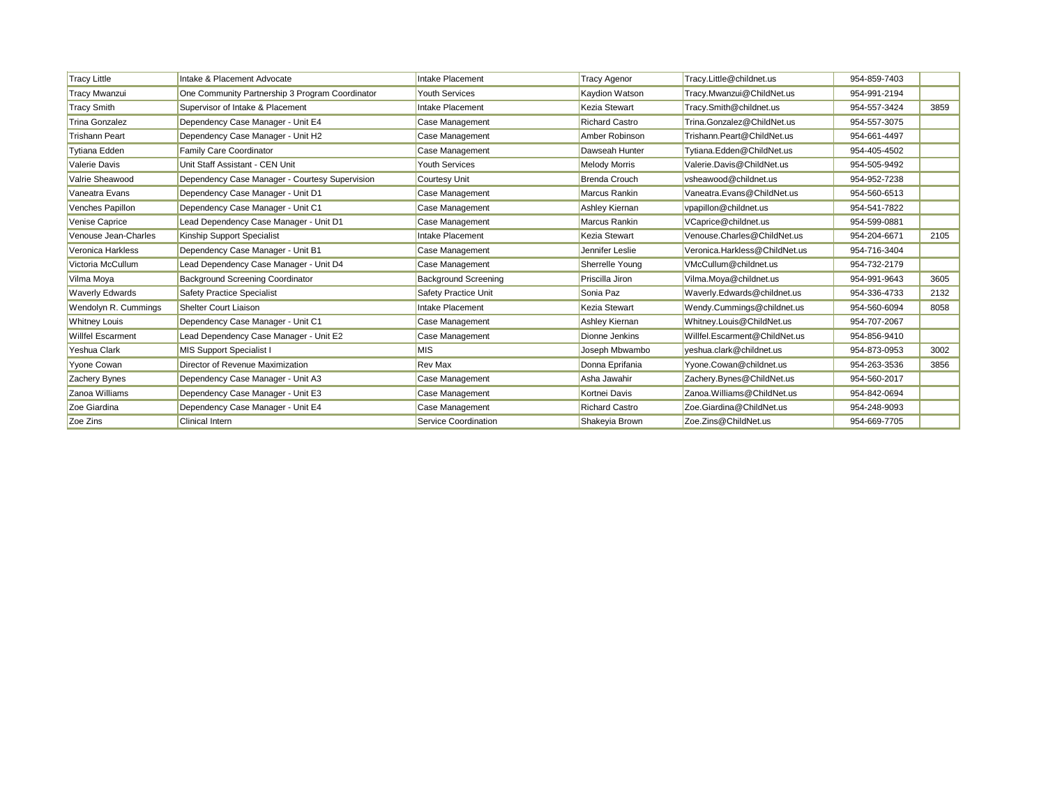| | | | | | | |
|---|---|---|---|---|---|---|
| Tracy Little | Intake & Placement Advocate | Intake Placement | Tracy Agenor | Tracy.Little@childnet.us | 954-859-7403 | |
| Tracy Mwanzui | One Community Partnership 3 Program Coordinator | Youth Services | Kaydion Watson | Tracy.Mwanzui@ChildNet.us | 954-991-2194 | |
| Tracy Smith | Supervisor of Intake & Placement | Intake Placement | Kezia Stewart | Tracy.Smith@childnet.us | 954-557-3424 | 3859 |
| Trina Gonzalez | Dependency Case Manager - Unit E4 | Case Management | Richard Castro | Trina.Gonzalez@ChildNet.us | 954-557-3075 | |
| Trishann Peart | Dependency Case Manager - Unit H2 | Case Management | Amber Robinson | Trishann.Peart@ChildNet.us | 954-661-4497 | |
| Tytiana Edden | Family Care Coordinator | Case Management | Dawseah Hunter | Tytiana.Edden@ChildNet.us | 954-405-4502 | |
| Valerie Davis | Unit Staff Assistant - CEN Unit | Youth Services | Melody Morris | Valerie.Davis@ChildNet.us | 954-505-9492 | |
| Valrie Sheawood | Dependency Case Manager - Courtesy Supervision | Courtesy Unit | Brenda Crouch | vsheawood@childnet.us | 954-952-7238 | |
| Vaneatra Evans | Dependency Case Manager - Unit D1 | Case Management | Marcus Rankin | Vaneatra.Evans@ChildNet.us | 954-560-6513 | |
| Venches Papillon | Dependency Case Manager - Unit C1 | Case Management | Ashley Kiernan | vpapillon@childnet.us | 954-541-7822 | |
| Venise Caprice | Lead Dependency Case Manager - Unit D1 | Case Management | Marcus Rankin | VCaprice@childnet.us | 954-599-0881 | |
| Venouse Jean-Charles | Kinship Support Specialist | Intake Placement | Kezia Stewart | Venouse.Charles@ChildNet.us | 954-204-6671 | 2105 |
| Veronica Harkless | Dependency Case Manager - Unit B1 | Case Management | Jennifer Leslie | Veronica.Harkless@ChildNet.us | 954-716-3404 | |
| Victoria McCullum | Lead Dependency Case Manager - Unit D4 | Case Management | Sherrelle Young | VMcCullum@childnet.us | 954-732-2179 | |
| Vilma Moya | Background Screening Coordinator | Background Screening | Priscilla Jiron | Vilma.Moya@childnet.us | 954-991-9643 | 3605 |
| Waverly Edwards | Safety Practice Specialist | Safety Practice Unit | Sonia Paz | Waverly.Edwards@childnet.us | 954-336-4733 | 2132 |
| Wendolyn R. Cummings | Shelter Court Liaison | Intake Placement | Kezia Stewart | Wendy.Cummings@childnet.us | 954-560-6094 | 8058 |
| Whitney Louis | Dependency Case Manager - Unit C1 | Case Management | Ashley Kiernan | Whitney.Louis@ChildNet.us | 954-707-2067 | |
| Willfel Escarment | Lead Dependency Case Manager - Unit E2 | Case Management | Dionne Jenkins | Willfel.Escarment@ChildNet.us | 954-856-9410 | |
| Yeshua Clark | MIS Support Specialist I | MIS | Joseph Mbwambo | yeshua.clark@childnet.us | 954-873-0953 | 3002 |
| Yyone Cowan | Director of Revenue Maximization | Rev Max | Donna Eprifania | Yyone.Cowan@childnet.us | 954-263-3536 | 3856 |
| Zachery Bynes | Dependency Case Manager - Unit A3 | Case Management | Asha Jawahir | Zachery.Bynes@ChildNet.us | 954-560-2017 | |
| Zanoa Williams | Dependency Case Manager - Unit E3 | Case Management | Kortnei Davis | Zanoa.Williams@ChildNet.us | 954-842-0694 | |
| Zoe Giardina | Dependency Case Manager - Unit E4 | Case Management | Richard Castro | Zoe.Giardina@ChildNet.us | 954-248-9093 | |
| Zoe Zins | Clinical Intern | Service Coordination | Shakeyia Brown | Zoe.Zins@ChildNet.us | 954-669-7705 | |